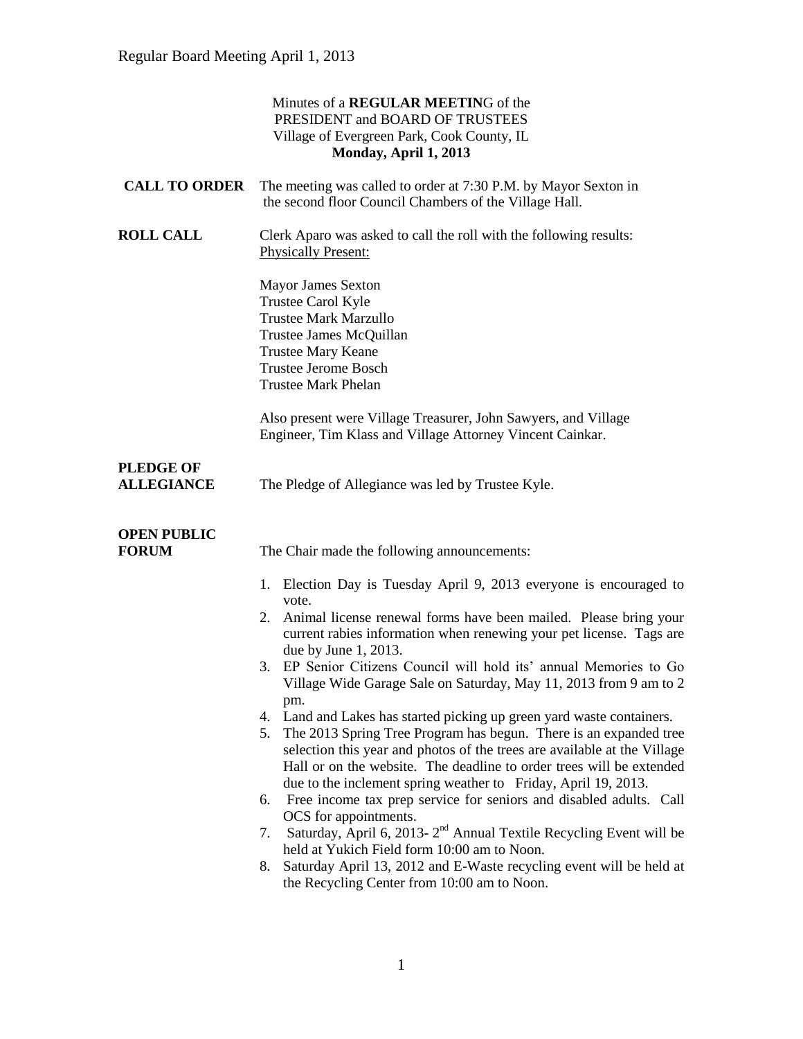Minutes of a **REGULAR MEETIN**G of the
PRESIDENT and BOARD OF TRUSTEES
Village of Evergreen Park, Cook County, IL
**Monday, April 1, 2013**

**CALL TO ORDER**

The meeting was called to order at 7:30 P.M. by Mayor Sexton in the second floor Council Chambers of the Village Hall.

**ROLL CALL**

Clerk Aparo was asked to call the roll with the following results:
Physically Present:

Mayor James Sexton
Trustee Carol Kyle
Trustee Mark Marzullo
Trustee James McQuillan
Trustee Mary Keane
Trustee Jerome Bosch
Trustee Mark Phelan

Also present were Village Treasurer, John Sawyers, and Village Engineer, Tim Klass and Village Attorney Vincent Cainkar.

**PLEDGE OF ALLEGIANCE**

The Pledge of Allegiance was led by Trustee Kyle.

**OPEN PUBLIC FORUM**

The Chair made the following announcements:

1. Election Day is Tuesday April 9, 2013 everyone is encouraged to vote.
2. Animal license renewal forms have been mailed. Please bring your current rabies information when renewing your pet license. Tags are due by June 1, 2013.
3. EP Senior Citizens Council will hold its' annual Memories to Go Village Wide Garage Sale on Saturday, May 11, 2013 from 9 am to 2 pm.
4. Land and Lakes has started picking up green yard waste containers.
5. The 2013 Spring Tree Program has begun. There is an expanded tree selection this year and photos of the trees are available at the Village Hall or on the website. The deadline to order trees will be extended due to the inclement spring weather to Friday, April 19, 2013.
6. Free income tax prep service for seniors and disabled adults. Call OCS for appointments.
7. Saturday, April 6, 2013- 2nd Annual Textile Recycling Event will be held at Yukich Field form 10:00 am to Noon.
8. Saturday April 13, 2012 and E-Waste recycling event will be held at the Recycling Center from 10:00 am to Noon.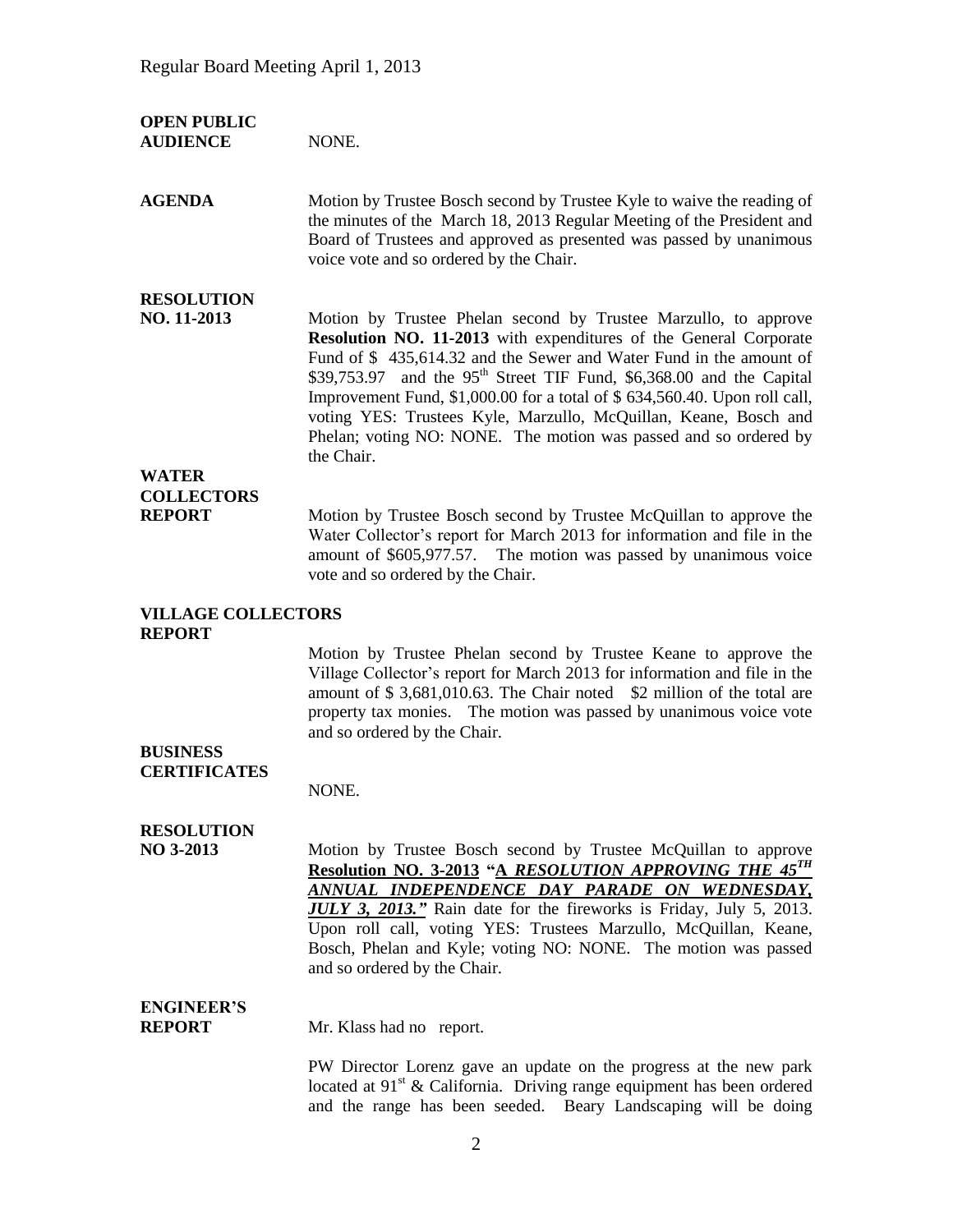**OPEN PUBLIC AUDIENCE** NONE.

**AGENDA** Motion by Trustee Bosch second by Trustee Kyle to waive the reading of the minutes of the March 18, 2013 Regular Meeting of the President and Board of Trustees and approved as presented was passed by unanimous voice vote and so ordered by the Chair.

**RESOLUTION NO. 11-2013** Motion by Trustee Phelan second by Trustee Marzullo, to approve **Resolution NO. 11-2013** with expenditures of the General Corporate Fund of $ 435,614.32 and the Sewer and Water Fund in the amount of $39,753.97 and the 95th Street TIF Fund, $6,368.00 and the Capital Improvement Fund, $1,000.00 for a total of $ 634,560.40. Upon roll call, voting YES: Trustees Kyle, Marzullo, McQuillan, Keane, Bosch and Phelan; voting NO: NONE. The motion was passed and so ordered by the Chair.

**WATER COLLECTORS REPORT** Motion by Trustee Bosch second by Trustee McQuillan to approve the Water Collector's report for March 2013 for information and file in the amount of $605,977.57. The motion was passed by unanimous voice vote and so ordered by the Chair.

**VILLAGE COLLECTORS REPORT**

Motion by Trustee Phelan second by Trustee Keane to approve the Village Collector's report for March 2013 for information and file in the amount of $ 3,681,010.63. The Chair noted $2 million of the total are property tax monies. The motion was passed by unanimous voice vote and so ordered by the Chair.

**BUSINESS CERTIFICATES**

NONE.

**RESOLUTION NO 3-2013** Motion by Trustee Bosch second by Trustee McQuillan to approve **Resolution NO. 3-2013 "*A RESOLUTION APPROVING THE 45TH ANNUAL INDEPENDENCE DAY PARADE ON WEDNESDAY, JULY 3, 2013.*"** Rain date for the fireworks is Friday, July 5, 2013. Upon roll call, voting YES: Trustees Marzullo, McQuillan, Keane, Bosch, Phelan and Kyle; voting NO: NONE. The motion was passed and so ordered by the Chair.

**ENGINEER'S REPORT** Mr. Klass had no report.

PW Director Lorenz gave an update on the progress at the new park located at 91st & California. Driving range equipment has been ordered and the range has been seeded. Beary Landscaping will be doing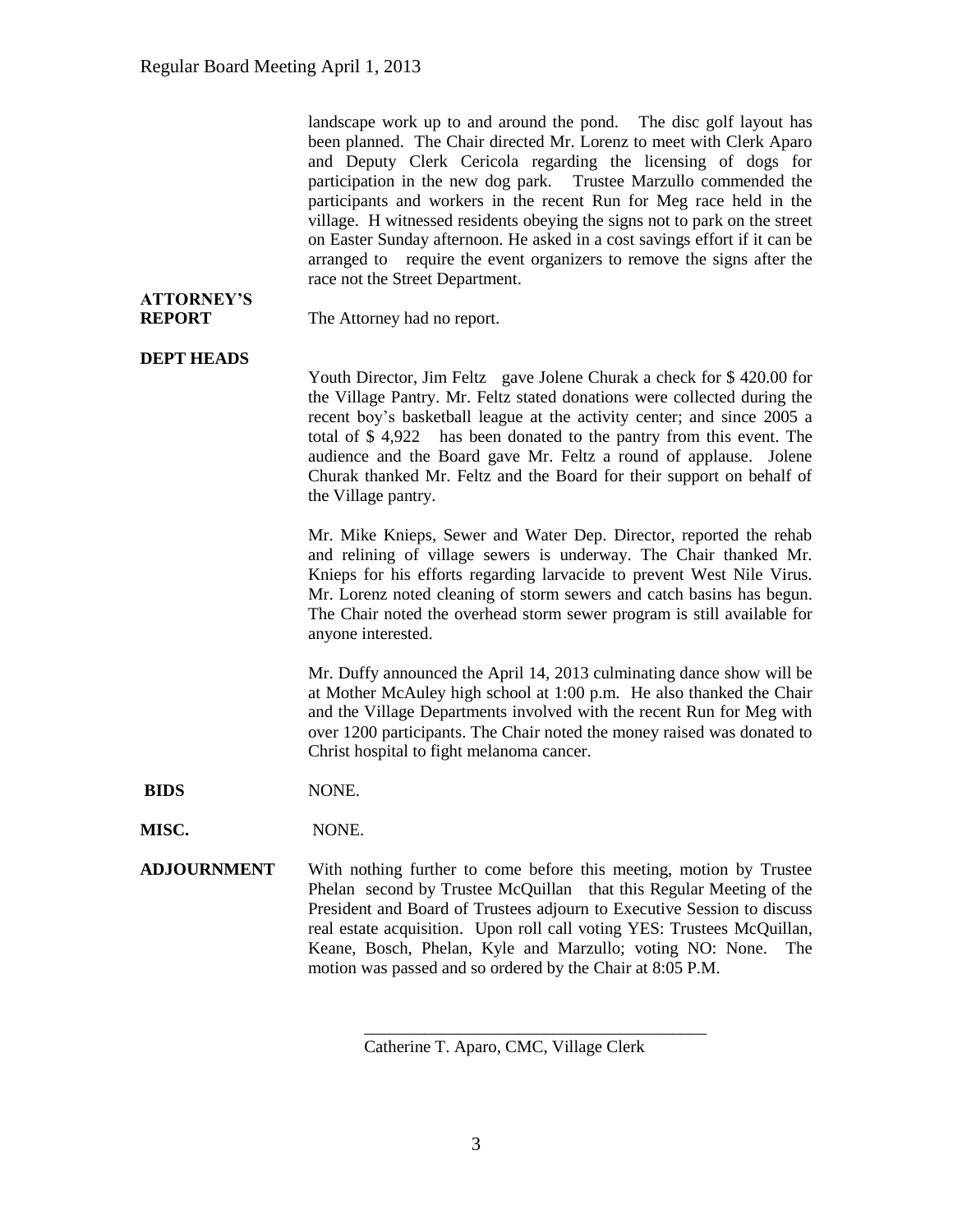landscape work up to and around the pond. The disc golf layout has been planned. The Chair directed Mr. Lorenz to meet with Clerk Aparo and Deputy Clerk Cericola regarding the licensing of dogs for participation in the new dog park. Trustee Marzullo commended the participants and workers in the recent Run for Meg race held in the village. H witnessed residents obeying the signs not to park on the street on Easter Sunday afternoon. He asked in a cost savings effort if it can be arranged to require the event organizers to remove the signs after the race not the Street Department.

**ATTORNEY'S REPORT**

The Attorney had no report.

**DEPT HEADS**

Youth Director, Jim Feltz gave Jolene Churak a check for $ 420.00 for the Village Pantry. Mr. Feltz stated donations were collected during the recent boy's basketball league at the activity center; and since 2005 a total of $ 4,922 has been donated to the pantry from this event. The audience and the Board gave Mr. Feltz a round of applause. Jolene Churak thanked Mr. Feltz and the Board for their support on behalf of the Village pantry.

Mr. Mike Knieps, Sewer and Water Dep. Director, reported the rehab and relining of village sewers is underway. The Chair thanked Mr. Knieps for his efforts regarding larvacide to prevent West Nile Virus. Mr. Lorenz noted cleaning of storm sewers and catch basins has begun. The Chair noted the overhead storm sewer program is still available for anyone interested.

Mr. Duffy announced the April 14, 2013 culminating dance show will be at Mother McAuley high school at 1:00 p.m. He also thanked the Chair and the Village Departments involved with the recent Run for Meg with over 1200 participants. The Chair noted the money raised was donated to Christ hospital to fight melanoma cancer.

**BIDS** NONE.

**MISC.** NONE.

**ADJOURNMENT**

With nothing further to come before this meeting, motion by Trustee Phelan second by Trustee McQuillan that this Regular Meeting of the President and Board of Trustees adjourn to Executive Session to discuss real estate acquisition. Upon roll call voting YES: Trustees McQuillan, Keane, Bosch, Phelan, Kyle and Marzullo; voting NO: None. The motion was passed and so ordered by the Chair at 8:05 P.M.

\_\_\_\_\_\_\_\_\_\_\_\_\_\_\_\_\_\_\_\_\_\_\_\_\_\_\_\_\_\_\_\_\_\_\_\_\_\_\_\_

Catherine T. Aparo, CMC, Village Clerk